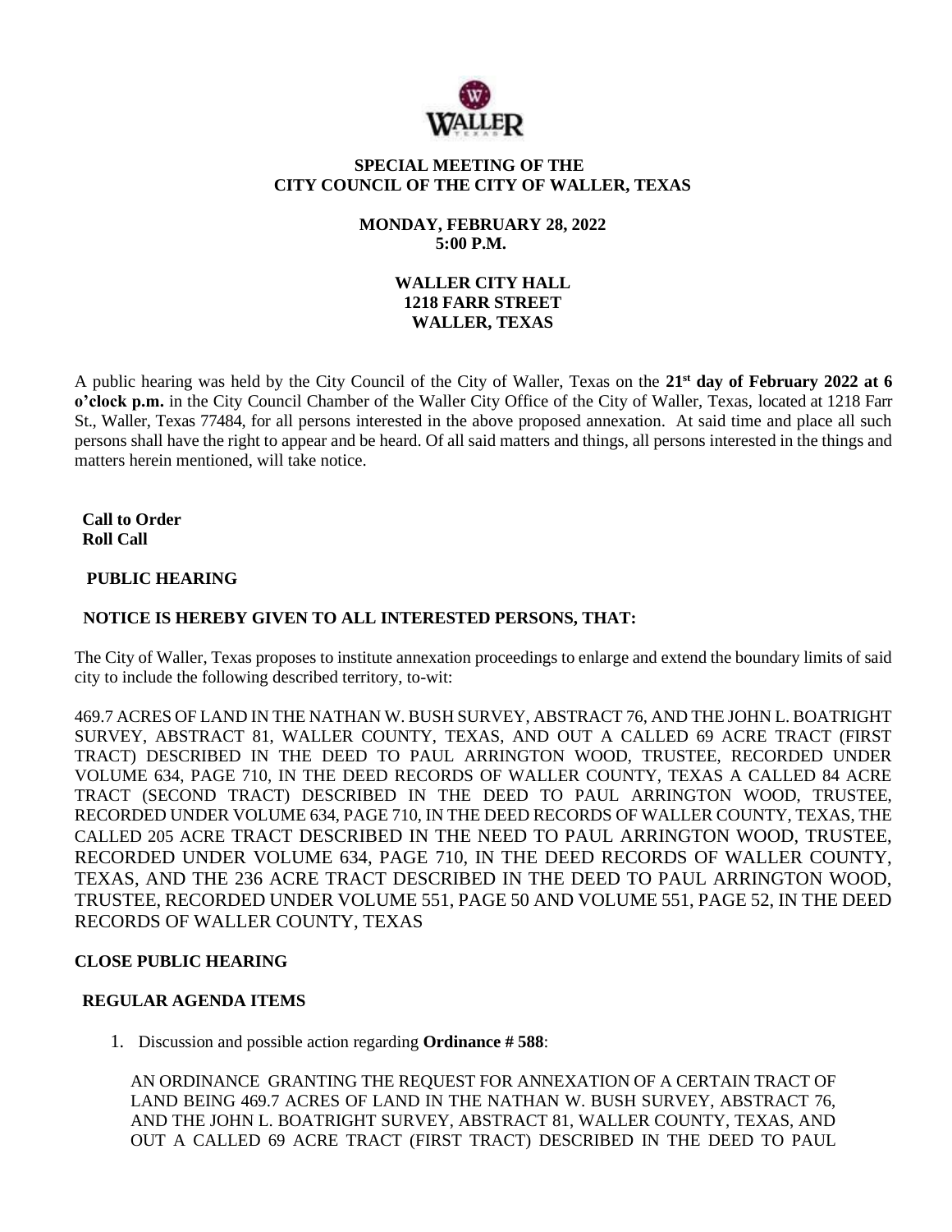# SPECIAL MEETING OF THE CITY COUNCIL OF THE CITY OF WALLER, TEXAS

**MONDAY, FEBRUARY 28, 2022**
**5:00 P.M.**

**WALLER CITY HALL**
**1218 FARR STREET**
**WALLER, TEXAS**

A public hearing was held by the City Council of the City of Waller, Texas on the **21st day of February 2022 at 6 o'clock p.m.** in the City Council Chamber of the Waller City Office of the City of Waller, Texas, located at 1218 Farr St., Waller, Texas 77484, for all persons interested in the above proposed annexation. At said time and place all such persons shall have the right to appear and be heard. Of all said matters and things, all persons interested in the things and matters herein mentioned, will take notice.

**Call to Order**
**Roll Call**

**PUBLIC HEARING**

**NOTICE IS HEREBY GIVEN TO ALL INTERESTED PERSONS, THAT:**

The City of Waller, Texas proposes to institute annexation proceedings to enlarge and extend the boundary limits of said city to include the following described territory, to-wit:

469.7 ACRES OF LAND IN THE NATHAN W. BUSH SURVEY, ABSTRACT 76, AND THE JOHN L. BOATRIGHT SURVEY, ABSTRACT 81, WALLER COUNTY, TEXAS, AND OUT A CALLED 69 ACRE TRACT (FIRST TRACT) DESCRIBED IN THE DEED TO PAUL ARRINGTON WOOD, TRUSTEE, RECORDED UNDER VOLUME 634, PAGE 710, IN THE DEED RECORDS OF WALLER COUNTY, TEXAS A CALLED 84 ACRE TRACT (SECOND TRACT) DESCRIBED IN THE DEED TO PAUL ARRINGTON WOOD, TRUSTEE, RECORDED UNDER VOLUME 634, PAGE 710, IN THE DEED RECORDS OF WALLER COUNTY, TEXAS, THE CALLED 205 ACRE TRACT DESCRIBED IN THE NEED TO PAUL ARRINGTON WOOD, TRUSTEE, RECORDED UNDER VOLUME 634, PAGE 710, IN THE DEED RECORDS OF WALLER COUNTY, TEXAS, AND THE 236 ACRE TRACT DESCRIBED IN THE DEED TO PAUL ARRINGTON WOOD, TRUSTEE, RECORDED UNDER VOLUME 551, PAGE 50 AND VOLUME 551, PAGE 52, IN THE DEED RECORDS OF WALLER COUNTY, TEXAS

**CLOSE PUBLIC HEARING**

**REGULAR AGENDA ITEMS**

1. Discussion and possible action regarding **Ordinance # 588**:

   AN ORDINANCE GRANTING THE REQUEST FOR ANNEXATION OF A CERTAIN TRACT OF LAND BEING 469.7 ACRES OF LAND IN THE NATHAN W. BUSH SURVEY, ABSTRACT 76, AND THE JOHN L. BOATRIGHT SURVEY, ABSTRACT 81, WALLER COUNTY, TEXAS, AND OUT A CALLED 69 ACRE TRACT (FIRST TRACT) DESCRIBED IN THE DEED TO PAUL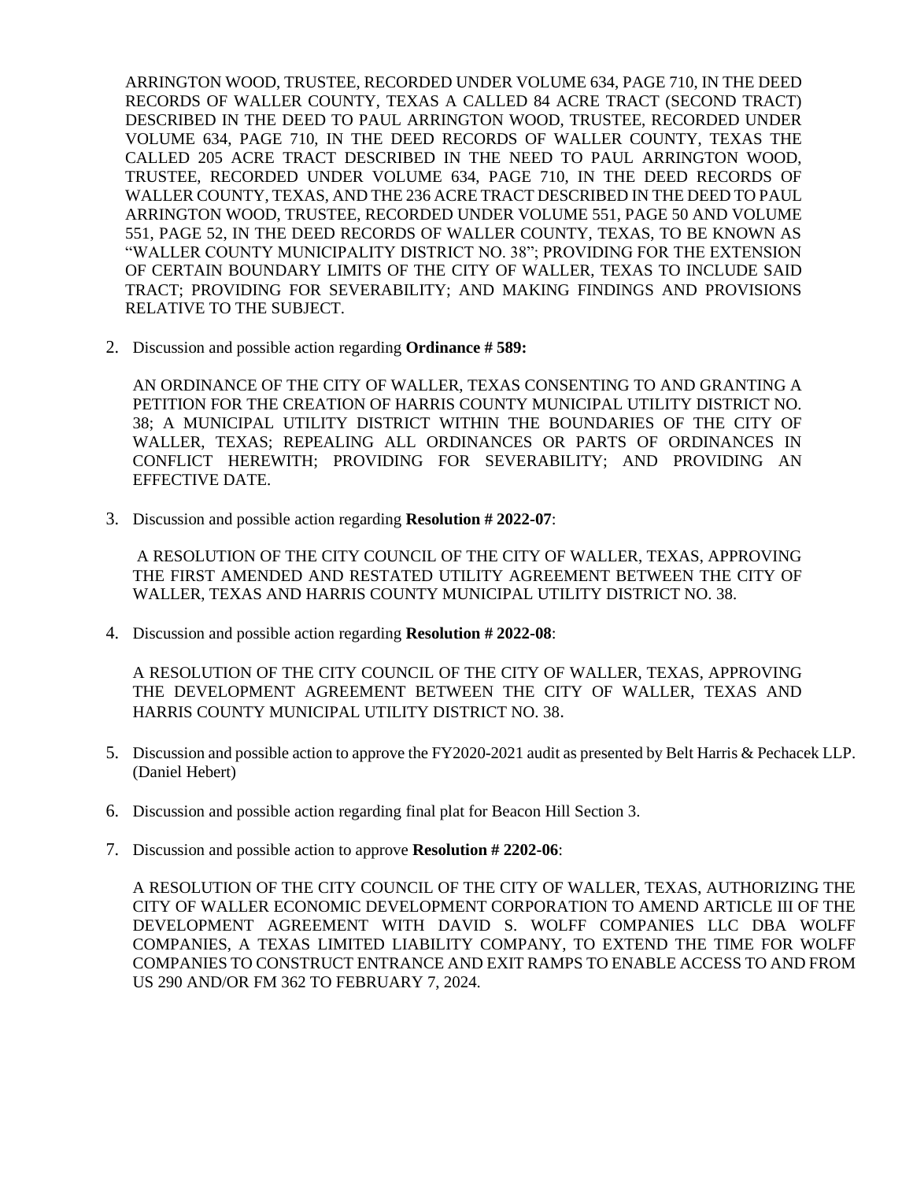ARRINGTON WOOD, TRUSTEE, RECORDED UNDER VOLUME 634, PAGE 710, IN THE DEED RECORDS OF WALLER COUNTY, TEXAS A CALLED 84 ACRE TRACT (SECOND TRACT) DESCRIBED IN THE DEED TO PAUL ARRINGTON WOOD, TRUSTEE, RECORDED UNDER VOLUME 634, PAGE 710, IN THE DEED RECORDS OF WALLER COUNTY, TEXAS THE CALLED 205 ACRE TRACT DESCRIBED IN THE NEED TO PAUL ARRINGTON WOOD, TRUSTEE, RECORDED UNDER VOLUME 634, PAGE 710, IN THE DEED RECORDS OF WALLER COUNTY, TEXAS, AND THE 236 ACRE TRACT DESCRIBED IN THE DEED TO PAUL ARRINGTON WOOD, TRUSTEE, RECORDED UNDER VOLUME 551, PAGE 50 AND VOLUME 551, PAGE 52, IN THE DEED RECORDS OF WALLER COUNTY, TEXAS, TO BE KNOWN AS "WALLER COUNTY MUNICIPALITY DISTRICT NO. 38"; PROVIDING FOR THE EXTENSION OF CERTAIN BOUNDARY LIMITS OF THE CITY OF WALLER, TEXAS TO INCLUDE SAID TRACT; PROVIDING FOR SEVERABILITY; AND MAKING FINDINGS AND PROVISIONS RELATIVE TO THE SUBJECT.

2. Discussion and possible action regarding **Ordinance # 589:**

   AN ORDINANCE OF THE CITY OF WALLER, TEXAS CONSENTING TO AND GRANTING A PETITION FOR THE CREATION OF HARRIS COUNTY MUNICIPAL UTILITY DISTRICT NO. 38; A MUNICIPAL UTILITY DISTRICT WITHIN THE BOUNDARIES OF THE CITY OF WALLER, TEXAS; REPEALING ALL ORDINANCES OR PARTS OF ORDINANCES IN CONFLICT HEREWITH; PROVIDING FOR SEVERABILITY; AND PROVIDING AN EFFECTIVE DATE.

3. Discussion and possible action regarding **Resolution # 2022-07**:

   A RESOLUTION OF THE CITY COUNCIL OF THE CITY OF WALLER, TEXAS, APPROVING THE FIRST AMENDED AND RESTATED UTILITY AGREEMENT BETWEEN THE CITY OF WALLER, TEXAS AND HARRIS COUNTY MUNICIPAL UTILITY DISTRICT NO. 38.

4. Discussion and possible action regarding **Resolution # 2022-08**:

   A RESOLUTION OF THE CITY COUNCIL OF THE CITY OF WALLER, TEXAS, APPROVING THE DEVELOPMENT AGREEMENT BETWEEN THE CITY OF WALLER, TEXAS AND HARRIS COUNTY MUNICIPAL UTILITY DISTRICT NO. 38.

5. Discussion and possible action to approve the FY2020-2021 audit as presented by Belt Harris & Pechacek LLP. (Daniel Hebert)

6. Discussion and possible action regarding final plat for Beacon Hill Section 3.

7. Discussion and possible action to approve **Resolution # 2202-06**:

   A RESOLUTION OF THE CITY COUNCIL OF THE CITY OF WALLER, TEXAS, AUTHORIZING THE CITY OF WALLER ECONOMIC DEVELOPMENT CORPORATION TO AMEND ARTICLE III OF THE DEVELOPMENT AGREEMENT WITH DAVID S. WOLFF COMPANIES LLC DBA WOLFF COMPANIES, A TEXAS LIMITED LIABILITY COMPANY, TO EXTEND THE TIME FOR WOLFF COMPANIES TO CONSTRUCT ENTRANCE AND EXIT RAMPS TO ENABLE ACCESS TO AND FROM US 290 AND/OR FM 362 TO FEBRUARY 7, 2024.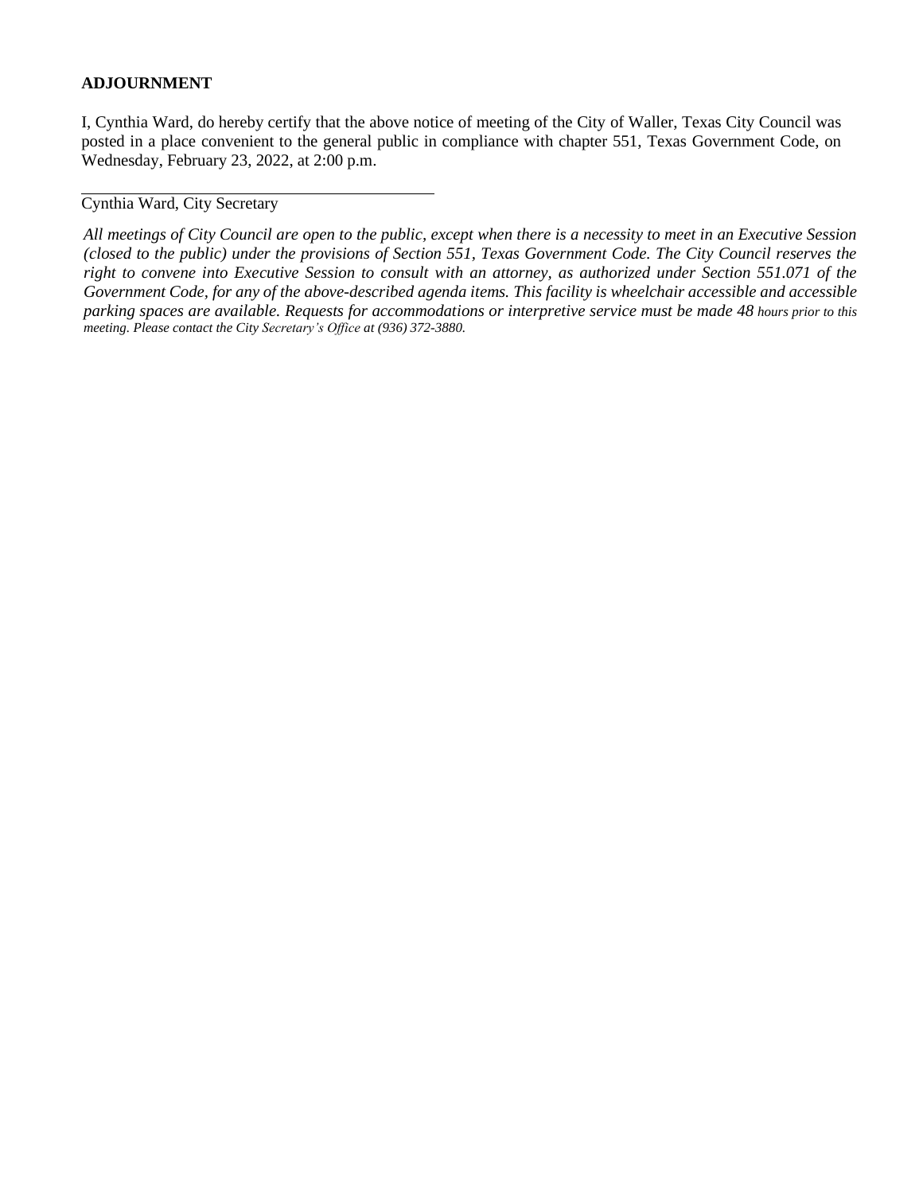**ADJOURNMENT**

I, Cynthia Ward, do hereby certify that the above notice of meeting of the City of Waller, Texas City Council was posted in a place convenient to the general public in compliance with chapter 551, Texas Government Code, on Wednesday, February 23, 2022, at 2:00 p.m.

\_\_\_\_\_\_\_\_\_\_\_\_\_\_\_\_\_\_\_\_\_\_\_\_\_\_\_\_\_\_\_\_\_\_\_\_\_\_\_\_

Cynthia Ward, City Secretary

*All meetings of City Council are open to the public, except when there is a necessity to meet in an Executive Session (closed to the public) under the provisions of Section 551, Texas Government Code. The City Council reserves the right to convene into Executive Session to consult with an attorney, as authorized under Section 551.071 of the Government Code, for any of the above-described agenda items. This facility is wheelchair accessible and accessible parking spaces are available. Requests for accommodations or interpretive service must be made 48 hours prior to this meeting. Please contact the City Secretary's Office at (936) 372-3880.*